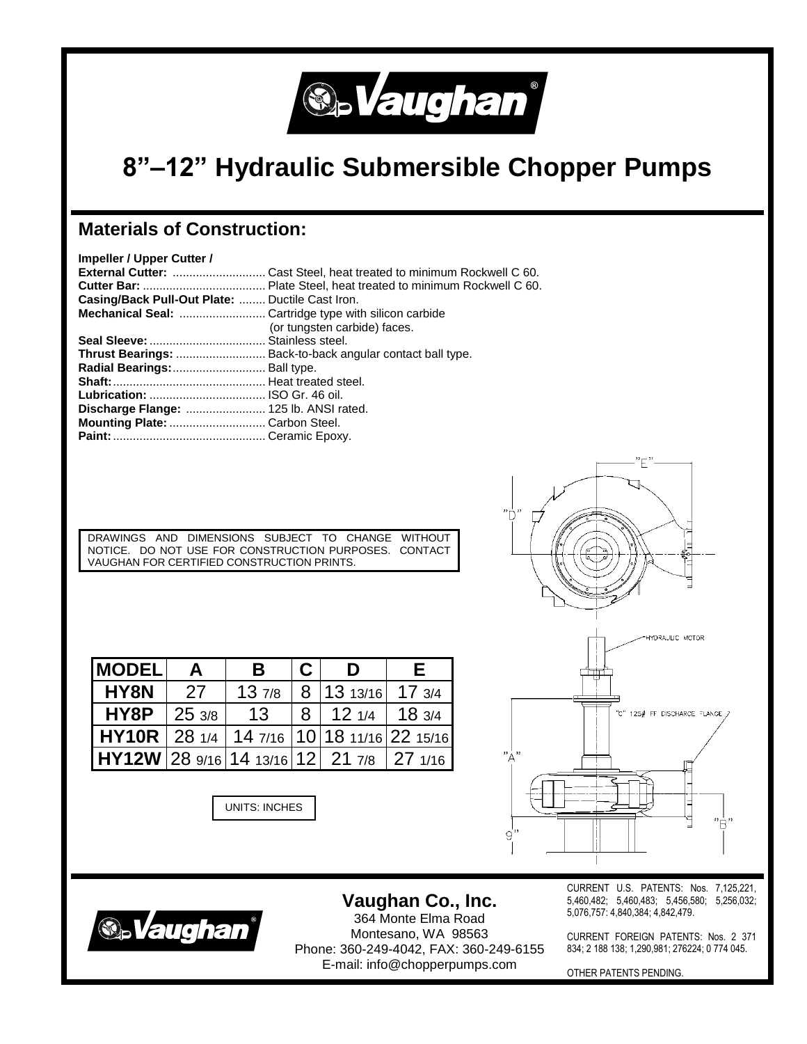# 8"–12" Hydraulic Submersible Chopper Pumps

## Materials of Construction:

**Impeller / Upper Cutter /**
**External Cutter:** ............................ Cast Steel, heat treated to minimum Rockwell C 60.
**Cutter Bar:** ..................................... Plate Steel, heat treated to minimum Rockwell C 60.
**Casing/Back Pull-Out Plate:** ........ Ductile Cast Iron.
**Mechanical Seal:** .......................... Cartridge type with silicon carbide (or tungsten carbide) faces.
**Seal Sleeve:** .................................. Stainless steel.
**Thrust Bearings:** ........................... Back-to-back angular contact ball type.
**Radial Bearings:**........................... Ball type.
**Shaft:**............................................. Heat treated steel.
**Lubrication:** ................................... ISO Gr. 46 oil.
**Discharge Flange:** ........................ 125 lb. ANSI rated.
**Mounting Plate:** ............................. Carbon Steel.
**Paint:**.............................................. Ceramic Epoxy.

DRAWINGS AND DIMENSIONS SUBJECT TO CHANGE WITHOUT NOTICE. DO NOT USE FOR CONSTRUCTION PURPOSES. CONTACT VAUGHAN FOR CERTIFIED CONSTRUCTION PRINTS.

| MODEL | A | B | C | D | E |
|---|---|---|---|---|---|
| HY8N | 27 | 13 7/8 | 8 | 13 13/16 | 17 3/4 |
| HY8P | 25 3/8 | 13 | 8 | 12 1/4 | 18 3/4 |
| HY10R | 28 1/4 | 14 7/16 | 10 | 18 11/16 | 22 15/16 |
| HY12W | 28 9/16 | 14 13/16 | 12 | 21 7/8 | 27 1/16 |

UNITS: INCHES

"E"
"D"
HYDRAULIC MOTOR
"C" 125# FF DISCHARGE FLANGE
"A"
"B"
9"

**Vaughan Co., Inc.**
364 Monte Elma Road
Montesano, WA 98563
Phone: 360-249-4042, FAX: 360-249-6155
E-mail: info@chopperpumps.com

CURRENT U.S. PATENTS: Nos. 7,125,221, 5,460,482; 5,460,483; 5,456,580; 5,256,032; 5,076,757: 4,840,384; 4,842,479.

CURRENT FOREIGN PATENTS: Nos. 2 371 834; 2 188 138; 1,290,981; 276224; 0 774 045.

OTHER PATENTS PENDING.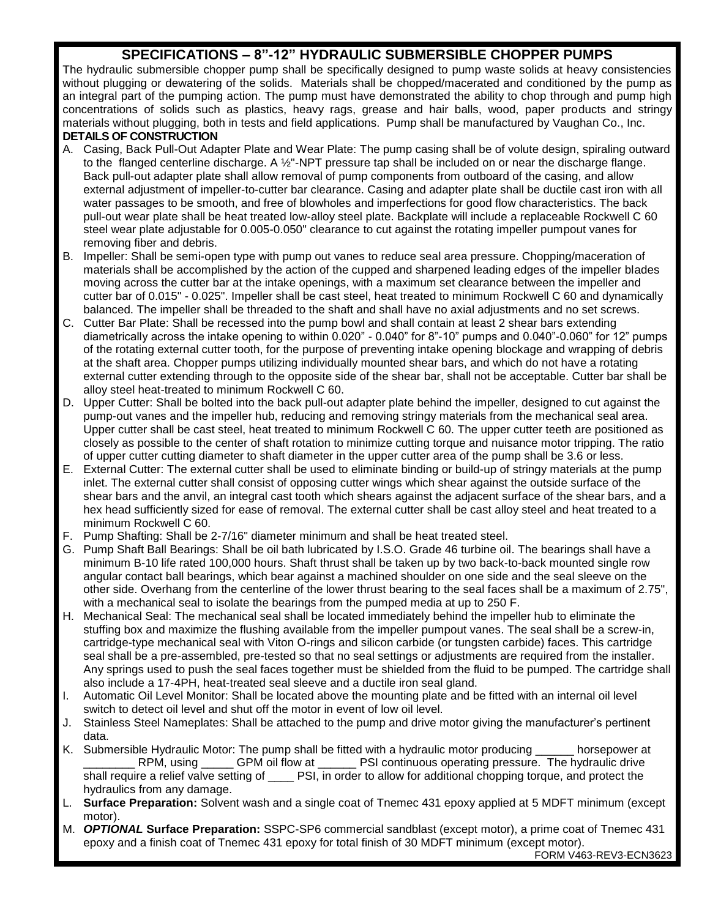## SPECIFICATIONS – 8"-12" HYDRAULIC SUBMERSIBLE CHOPPER PUMPS

The hydraulic submersible chopper pump shall be specifically designed to pump waste solids at heavy consistencies without plugging or dewatering of the solids. Materials shall be chopped/macerated and conditioned by the pump as an integral part of the pumping action. The pump must have demonstrated the ability to chop through and pump high concentrations of solids such as plastics, heavy rags, grease and hair balls, wood, paper products and stringy materials without plugging, both in tests and field applications. Pump shall be manufactured by Vaughan Co., Inc.

**DETAILS OF CONSTRUCTION**

A. Casing, Back Pull-Out Adapter Plate and Wear Plate: The pump casing shall be of volute design, spiraling outward to the flanged centerline discharge. A ½"-NPT pressure tap shall be included on or near the discharge flange. Back pull-out adapter plate shall allow removal of pump components from outboard of the casing, and allow external adjustment of impeller-to-cutter bar clearance. Casing and adapter plate shall be ductile cast iron with all water passages to be smooth, and free of blowholes and imperfections for good flow characteristics. The back pull-out wear plate shall be heat treated low-alloy steel plate. Backplate will include a replaceable Rockwell C 60 steel wear plate adjustable for 0.005-0.050" clearance to cut against the rotating impeller pumpout vanes for removing fiber and debris.

B. Impeller: Shall be semi-open type with pump out vanes to reduce seal area pressure. Chopping/maceration of materials shall be accomplished by the action of the cupped and sharpened leading edges of the impeller blades moving across the cutter bar at the intake openings, with a maximum set clearance between the impeller and cutter bar of 0.015" - 0.025". Impeller shall be cast steel, heat treated to minimum Rockwell C 60 and dynamically balanced. The impeller shall be threaded to the shaft and shall have no axial adjustments and no set screws.

C. Cutter Bar Plate: Shall be recessed into the pump bowl and shall contain at least 2 shear bars extending diametrically across the intake opening to within 0.020" - 0.040" for 8"-10" pumps and 0.040"-0.060" for 12" pumps of the rotating external cutter tooth, for the purpose of preventing intake opening blockage and wrapping of debris at the shaft area. Chopper pumps utilizing individually mounted shear bars, and which do not have a rotating external cutter extending through to the opposite side of the shear bar, shall not be acceptable. Cutter bar shall be alloy steel heat-treated to minimum Rockwell C 60.

D. Upper Cutter: Shall be bolted into the back pull-out adapter plate behind the impeller, designed to cut against the pump-out vanes and the impeller hub, reducing and removing stringy materials from the mechanical seal area. Upper cutter shall be cast steel, heat treated to minimum Rockwell C 60. The upper cutter teeth are positioned as closely as possible to the center of shaft rotation to minimize cutting torque and nuisance motor tripping. The ratio of upper cutter cutting diameter to shaft diameter in the upper cutter area of the pump shall be 3.6 or less.

E. External Cutter: The external cutter shall be used to eliminate binding or build-up of stringy materials at the pump inlet. The external cutter shall consist of opposing cutter wings which shear against the outside surface of the shear bars and the anvil, an integral cast tooth which shears against the adjacent surface of the shear bars, and a hex head sufficiently sized for ease of removal. The external cutter shall be cast alloy steel and heat treated to a minimum Rockwell C 60.

F. Pump Shafting: Shall be 2-7/16" diameter minimum and shall be heat treated steel.

G. Pump Shaft Ball Bearings: Shall be oil bath lubricated by I.S.O. Grade 46 turbine oil. The bearings shall have a minimum B-10 life rated 100,000 hours. Shaft thrust shall be taken up by two back-to-back mounted single row angular contact ball bearings, which bear against a machined shoulder on one side and the seal sleeve on the other side. Overhang from the centerline of the lower thrust bearing to the seal faces shall be a maximum of 2.75", with a mechanical seal to isolate the bearings from the pumped media at up to 250 F.

H. Mechanical Seal: The mechanical seal shall be located immediately behind the impeller hub to eliminate the stuffing box and maximize the flushing available from the impeller pumpout vanes. The seal shall be a screw-in, cartridge-type mechanical seal with Viton O-rings and silicon carbide (or tungsten carbide) faces. This cartridge seal shall be a pre-assembled, pre-tested so that no seal settings or adjustments are required from the installer. Any springs used to push the seal faces together must be shielded from the fluid to be pumped. The cartridge shall also include a 17-4PH, heat-treated seal sleeve and a ductile iron seal gland.

I. Automatic Oil Level Monitor: Shall be located above the mounting plate and be fitted with an internal oil level switch to detect oil level and shut off the motor in event of low oil level.

J. Stainless Steel Nameplates: Shall be attached to the pump and drive motor giving the manufacturer's pertinent data.

K. Submersible Hydraulic Motor: The pump shall be fitted with a hydraulic motor producing ______ horsepower at ________ RPM, using _____ GPM oil flow at ______ PSI continuous operating pressure. The hydraulic drive shall require a relief valve setting of ____ PSI, in order to allow for additional chopping torque, and protect the hydraulics from any damage.

L. **Surface Preparation:** Solvent wash and a single coat of Tnemec 431 epoxy applied at 5 MDFT minimum (except motor).

M. ***OPTIONAL* Surface Preparation:** SSPC-SP6 commercial sandblast (except motor), a prime coat of Tnemec 431 epoxy and a finish coat of Tnemec 431 epoxy for total finish of 30 MDFT minimum (except motor).

FORM V463-REV3-ECN3623